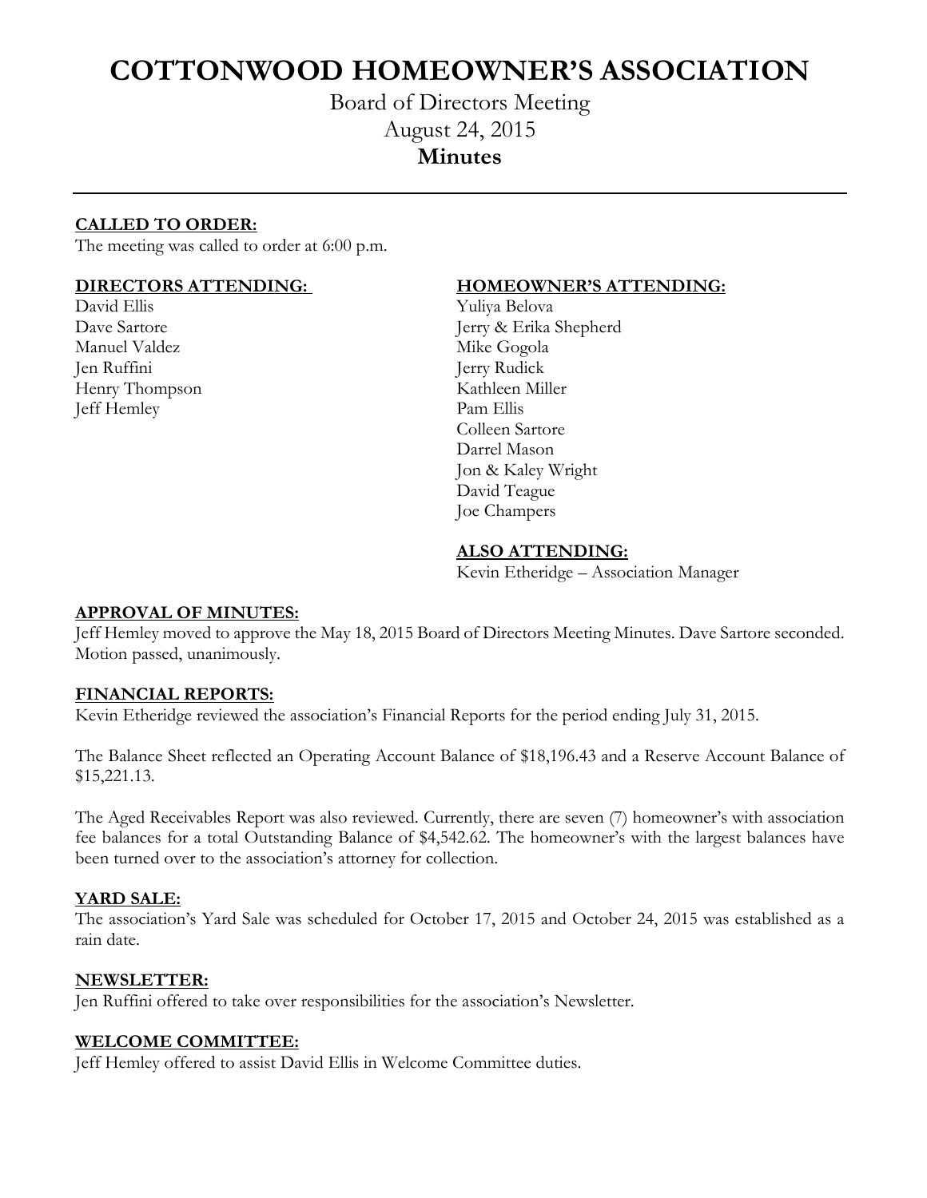# COTTONWOOD HOMEOWNER'S ASSOCIATION

Board of Directors Meeting
August 24, 2015
**Minutes**

---

**CALLED TO ORDER:**
The meeting was called to order at 6:00 p.m.

**DIRECTORS ATTENDING:**
David Ellis
Dave Sartore
Manuel Valdez
Jen Ruffini
Henry Thompson
Jeff Hemley

**HOMEOWNER'S ATTENDING:**
Yuliya Belova
Jerry & Erika Shepherd
Mike Gogola
Jerry Rudick
Kathleen Miller
Pam Ellis
Colleen Sartore
Darrel Mason
Jon & Kaley Wright
David Teague
Joe Champers

**ALSO ATTENDING:**
Kevin Etheridge – Association Manager

**APPROVAL OF MINUTES:**
Jeff Hemley moved to approve the May 18, 2015 Board of Directors Meeting Minutes. Dave Sartore seconded. Motion passed, unanimously.

**FINANCIAL REPORTS:**
Kevin Etheridge reviewed the association's Financial Reports for the period ending July 31, 2015.

The Balance Sheet reflected an Operating Account Balance of $18,196.43 and a Reserve Account Balance of $15,221.13.

The Aged Receivables Report was also reviewed. Currently, there are seven (7) homeowner's with association fee balances for a total Outstanding Balance of $4,542.62. The homeowner's with the largest balances have been turned over to the association's attorney for collection.

**YARD SALE:**
The association's Yard Sale was scheduled for October 17, 2015 and October 24, 2015 was established as a rain date.

**NEWSLETTER:**
Jen Ruffini offered to take over responsibilities for the association's Newsletter.

**WELCOME COMMITTEE:**
Jeff Hemley offered to assist David Ellis in Welcome Committee duties.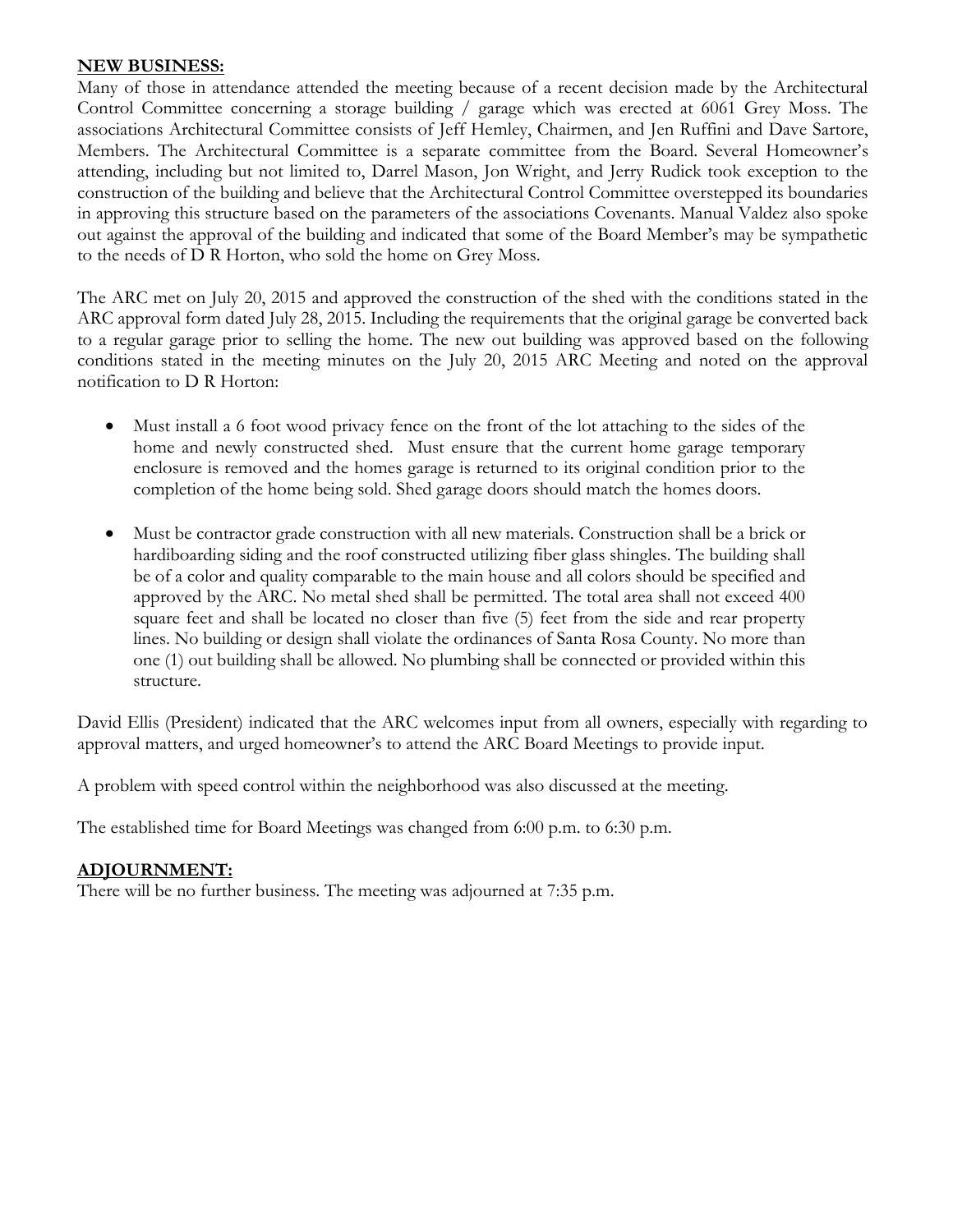**NEW BUSINESS:**

Many of those in attendance attended the meeting because of a recent decision made by the Architectural Control Committee concerning a storage building / garage which was erected at 6061 Grey Moss. The associations Architectural Committee consists of Jeff Hemley, Chairmen, and Jen Ruffini and Dave Sartore, Members. The Architectural Committee is a separate committee from the Board. Several Homeowner's attending, including but not limited to, Darrel Mason, Jon Wright, and Jerry Rudick took exception to the construction of the building and believe that the Architectural Control Committee overstepped its boundaries in approving this structure based on the parameters of the associations Covenants. Manual Valdez also spoke out against the approval of the building and indicated that some of the Board Member's may be sympathetic to the needs of D R Horton, who sold the home on Grey Moss.

The ARC met on July 20, 2015 and approved the construction of the shed with the conditions stated in the ARC approval form dated July 28, 2015. Including the requirements that the original garage be converted back to a regular garage prior to selling the home. The new out building was approved based on the following conditions stated in the meeting minutes on the July 20, 2015 ARC Meeting and noted on the approval notification to D R Horton:

- Must install a 6 foot wood privacy fence on the front of the lot attaching to the sides of the home and newly constructed shed. Must ensure that the current home garage temporary enclosure is removed and the homes garage is returned to its original condition prior to the completion of the home being sold. Shed garage doors should match the homes doors.

- Must be contractor grade construction with all new materials. Construction shall be a brick or hardiboarding siding and the roof constructed utilizing fiber glass shingles. The building shall be of a color and quality comparable to the main house and all colors should be specified and approved by the ARC. No metal shed shall be permitted. The total area shall not exceed 400 square feet and shall be located no closer than five (5) feet from the side and rear property lines. No building or design shall violate the ordinances of Santa Rosa County. No more than one (1) out building shall be allowed. No plumbing shall be connected or provided within this structure.

David Ellis (President) indicated that the ARC welcomes input from all owners, especially with regarding to approval matters, and urged homeowner's to attend the ARC Board Meetings to provide input.

A problem with speed control within the neighborhood was also discussed at the meeting.

The established time for Board Meetings was changed from 6:00 p.m. to 6:30 p.m.

**ADJOURNMENT:**

There will be no further business. The meeting was adjourned at 7:35 p.m.